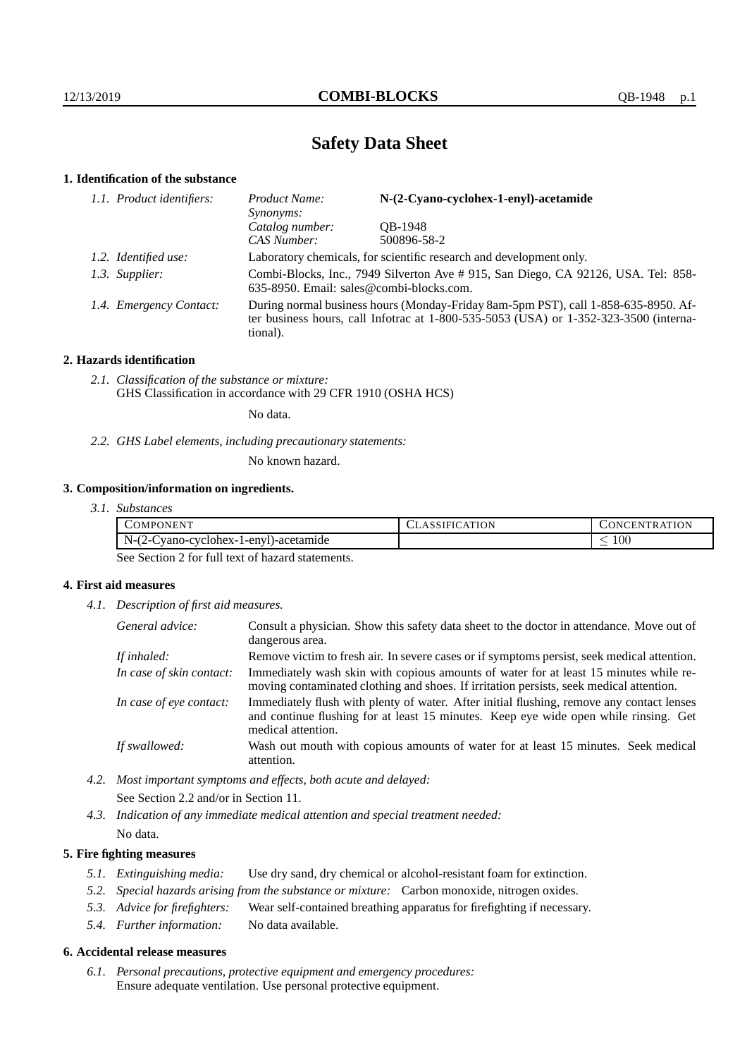# Safety Data Sheet

## 1. Identification of the substance

*1.1. Product identifiers:*

| | |
|---|---|
| *Product Name:* | **N-(2-Cyano-cyclohex-1-enyl)-acetamide** |
| *Synonyms:* | |
| *Catalog number:* | QB-1948 |
| *CAS Number:* | 500896-58-2 |

*1.2. Identified use:* Laboratory chemicals, for scientific research and development only.

*1.3. Supplier:* Combi-Blocks, Inc., 7949 Silverton Ave # 915, San Diego, CA 92126, USA. Tel: 858-635-8950. Email: sales@combi-blocks.com.

*1.4. Emergency Contact:* During normal business hours (Monday-Friday 8am-5pm PST), call 1-858-635-8950. After business hours, call Infotrac at 1-800-535-5053 (USA) or 1-352-323-3500 (international).

## 2. Hazards identification

*2.1. Classification of the substance or mixture:*
GHS Classification in accordance with 29 CFR 1910 (OSHA HCS)

No data.

*2.2. GHS Label elements, including precautionary statements:*

No known hazard.

## 3. Composition/information on ingredients.

*3.1. Substances*

| Component | Classification | Concentration |
|---|---|---|
| N-(2-Cyano-cyclohex-1-enyl)-acetamide | | $\leq 100$ |

See Section 2 for full text of hazard statements.

## 4. First aid measures

*4.1. Description of first aid measures.*

| | |
|---|---|
| *General advice:* | Consult a physician. Show this safety data sheet to the doctor in attendance. Move out of dangerous area. |
| *If inhaled:* | Remove victim to fresh air. In severe cases or if symptoms persist, seek medical attention. |
| *In case of skin contact:* | Immediately wash skin with copious amounts of water for at least 15 minutes while removing contaminated clothing and shoes. If irritation persists, seek medical attention. |
| *In case of eye contact:* | Immediately flush with plenty of water. After initial flushing, remove any contact lenses and continue flushing for at least 15 minutes. Keep eye wide open while rinsing. Get medical attention. |
| *If swallowed:* | Wash out mouth with copious amounts of water for at least 15 minutes. Seek medical attention. |

*4.2. Most important symptoms and effects, both acute and delayed:*

See Section 2.2 and/or in Section 11.

*4.3. Indication of any immediate medical attention and special treatment needed:*

No data.

## 5. Fire fighting measures

*5.1. Extinguishing media:* Use dry sand, dry chemical or alcohol-resistant foam for extinction.

*5.2. Special hazards arising from the substance or mixture:* Carbon monoxide, nitrogen oxides.

*5.3. Advice for firefighters:* Wear self-contained breathing apparatus for firefighting if necessary.

*5.4. Further information:* No data available.

## 6. Accidental release measures

*6.1. Personal precautions, protective equipment and emergency procedures:*
Ensure adequate ventilation. Use personal protective equipment.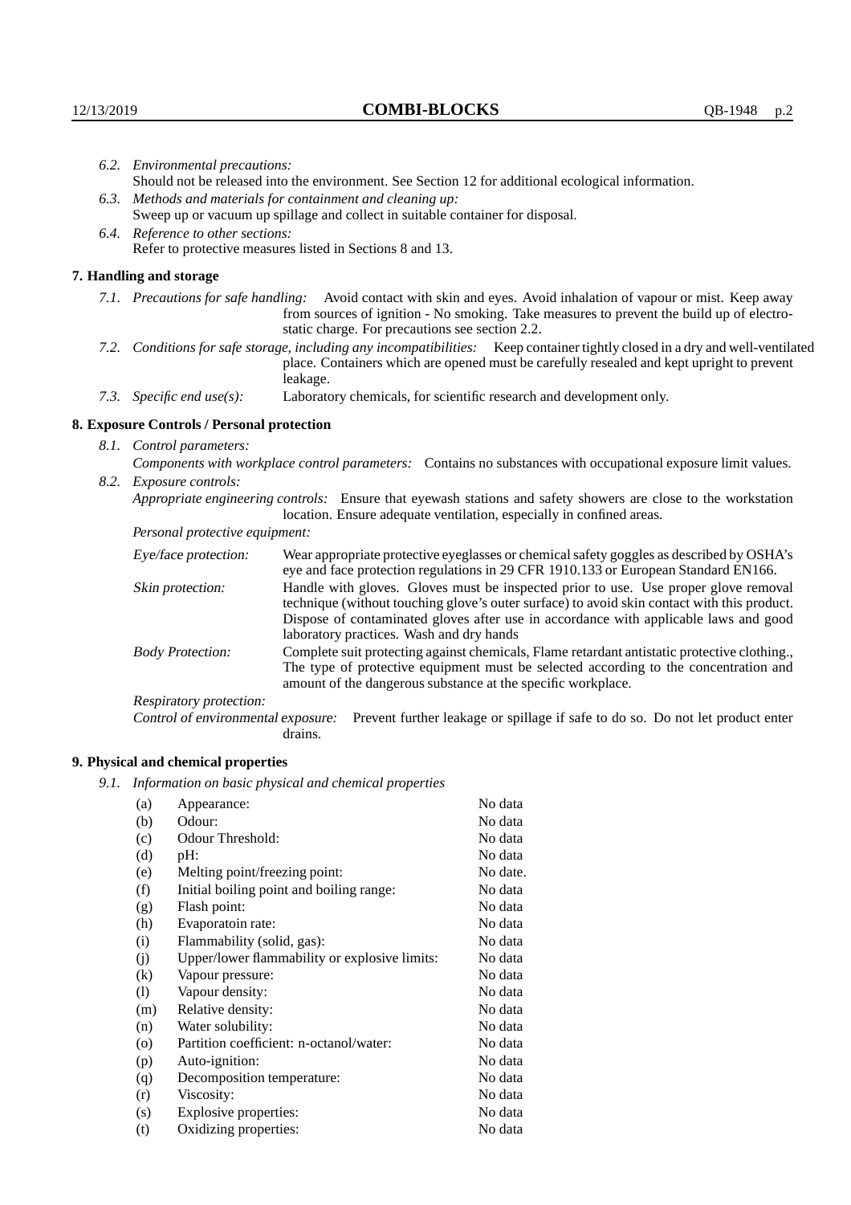*6.2. Environmental precautions:*
Should not be released into the environment. See Section 12 for additional ecological information.

*6.3. Methods and materials for containment and cleaning up:*
Sweep up or vacuum up spillage and collect in suitable container for disposal.

*6.4. Reference to other sections:*
Refer to protective measures listed in Sections 8 and 13.

## 7. Handling and storage

*7.1. Precautions for safe handling:* Avoid contact with skin and eyes. Avoid inhalation of vapour or mist. Keep away from sources of ignition - No smoking. Take measures to prevent the build up of electrostatic charge. For precautions see section 2.2.

*7.2. Conditions for safe storage, including any incompatibilities:* Keep container tightly closed in a dry and well-ventilated place. Containers which are opened must be carefully resealed and kept upright to prevent leakage.

*7.3. Specific end use(s):* Laboratory chemicals, for scientific research and development only.

## 8. Exposure Controls / Personal protection

*8.1. Control parameters:*

*Components with workplace control parameters:* Contains no substances with occupational exposure limit values.

*8.2. Exposure controls:*

*Appropriate engineering controls:* Ensure that eyewash stations and safety showers are close to the workstation location. Ensure adequate ventilation, especially in confined areas.

*Personal protective equipment:*

*Eye/face protection:* Wear appropriate protective eyeglasses or chemical safety goggles as described by OSHA's eye and face protection regulations in 29 CFR 1910.133 or European Standard EN166.

*Skin protection:* Handle with gloves. Gloves must be inspected prior to use. Use proper glove removal technique (without touching glove's outer surface) to avoid skin contact with this product. Dispose of contaminated gloves after use in accordance with applicable laws and good laboratory practices. Wash and dry hands

*Body Protection:* Complete suit protecting against chemicals, Flame retardant antistatic protective clothing., The type of protective equipment must be selected according to the concentration and amount of the dangerous substance at the specific workplace.

*Respiratory protection:*

*Control of environmental exposure:* Prevent further leakage or spillage if safe to do so. Do not let product enter drains.

## 9. Physical and chemical properties

*9.1. Information on basic physical and chemical properties*

| | | |
|---|---|---|
| (a) | Appearance: | No data |
| (b) | Odour: | No data |
| (c) | Odour Threshold: | No data |
| (d) | pH: | No data |
| (e) | Melting point/freezing point: | No date. |
| (f) | Initial boiling point and boiling range: | No data |
| (g) | Flash point: | No data |
| (h) | Evaporatoin rate: | No data |
| (i) | Flammability (solid, gas): | No data |
| (j) | Upper/lower flammability or explosive limits: | No data |
| (k) | Vapour pressure: | No data |
| (l) | Vapour density: | No data |
| (m) | Relative density: | No data |
| (n) | Water solubility: | No data |
| (o) | Partition coefficient: n-octanol/water: | No data |
| (p) | Auto-ignition: | No data |
| (q) | Decomposition temperature: | No data |
| (r) | Viscosity: | No data |
| (s) | Explosive properties: | No data |
| (t) | Oxidizing properties: | No data |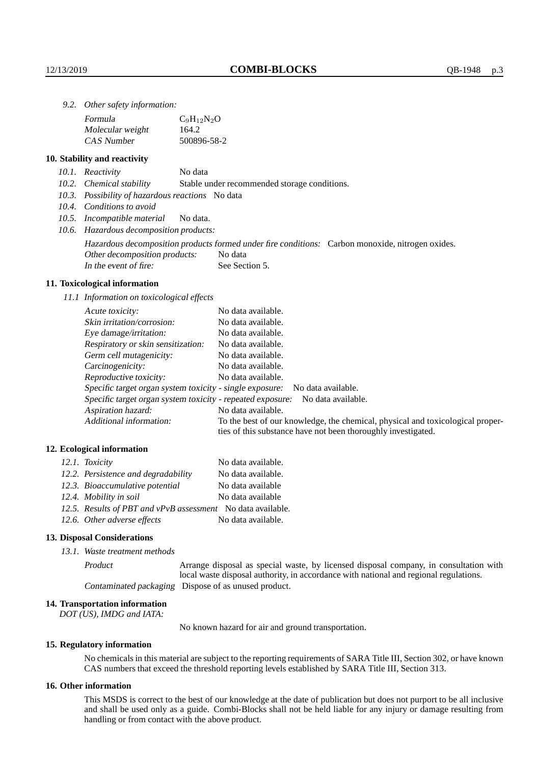*9.2. Other safety information:*

| | |
|---|---|
| *Formula* | $C_9H_{12}N_2O$ |
| *Molecular weight* | 164.2 |
| *CAS Number* | 500896-58-2 |

### 10. Stability and reactivity

*10.1. Reactivity* No data

*10.2. Chemical stability* Stable under recommended storage conditions.

*10.3. Possibility of hazardous reactions* No data

*10.4. Conditions to avoid*

*10.5. Incompatible material* No data.

*10.6. Hazardous decomposition products:*

*Hazardous decomposition products formed under fire conditions:* Carbon monoxide, nitrogen oxides.

*Other decomposition products:* No data

*In the event of fire:* See Section 5.

### 11. Toxicological information

*11.1 Information on toxicological effects*

| | |
|---|---|
| *Acute toxicity:* | No data available. |
| *Skin irritation/corrosion:* | No data available. |
| *Eye damage/irritation:* | No data available. |
| *Respiratory or skin sensitization:* | No data available. |
| *Germ cell mutagenicity:* | No data available. |
| *Carcinogenicity:* | No data available. |
| *Reproductive toxicity:* | No data available. |
| *Specific target organ system toxicity - single exposure:* | No data available. |
| *Specific target organ system toxicity - repeated exposure:* | No data available. |
| *Aspiration hazard:* | No data available. |
| *Additional information:* | To the best of our knowledge, the chemical, physical and toxicological properties of this substance have not been thoroughly investigated. |

### 12. Ecological information

| | |
|---|---|
| *12.1. Toxicity* | No data available. |
| *12.2. Persistence and degradability* | No data available. |
| *12.3. Bioaccumulative potential* | No data available |
| *12.4. Mobility in soil* | No data available |
| *12.5. Results of PBT and vPvB assessment* | No data available. |
| *12.6. Other adverse effects* | No data available. |

### 13. Disposal Considerations

*13.1. Waste treatment methods*

*Product* Arrange disposal as special waste, by licensed disposal company, in consultation with local waste disposal authority, in accordance with national and regional regulations.

*Contaminated packaging* Dispose of as unused product.

### 14. Transportation information

*DOT (US), IMDG and IATA:*

No known hazard for air and ground transportation.

### 15. Regulatory information

No chemicals in this material are subject to the reporting requirements of SARA Title III, Section 302, or have known CAS numbers that exceed the threshold reporting levels established by SARA Title III, Section 313.

### 16. Other information

This MSDS is correct to the best of our knowledge at the date of publication but does not purport to be all inclusive and shall be used only as a guide. Combi-Blocks shall not be held liable for any injury or damage resulting from handling or from contact with the above product.